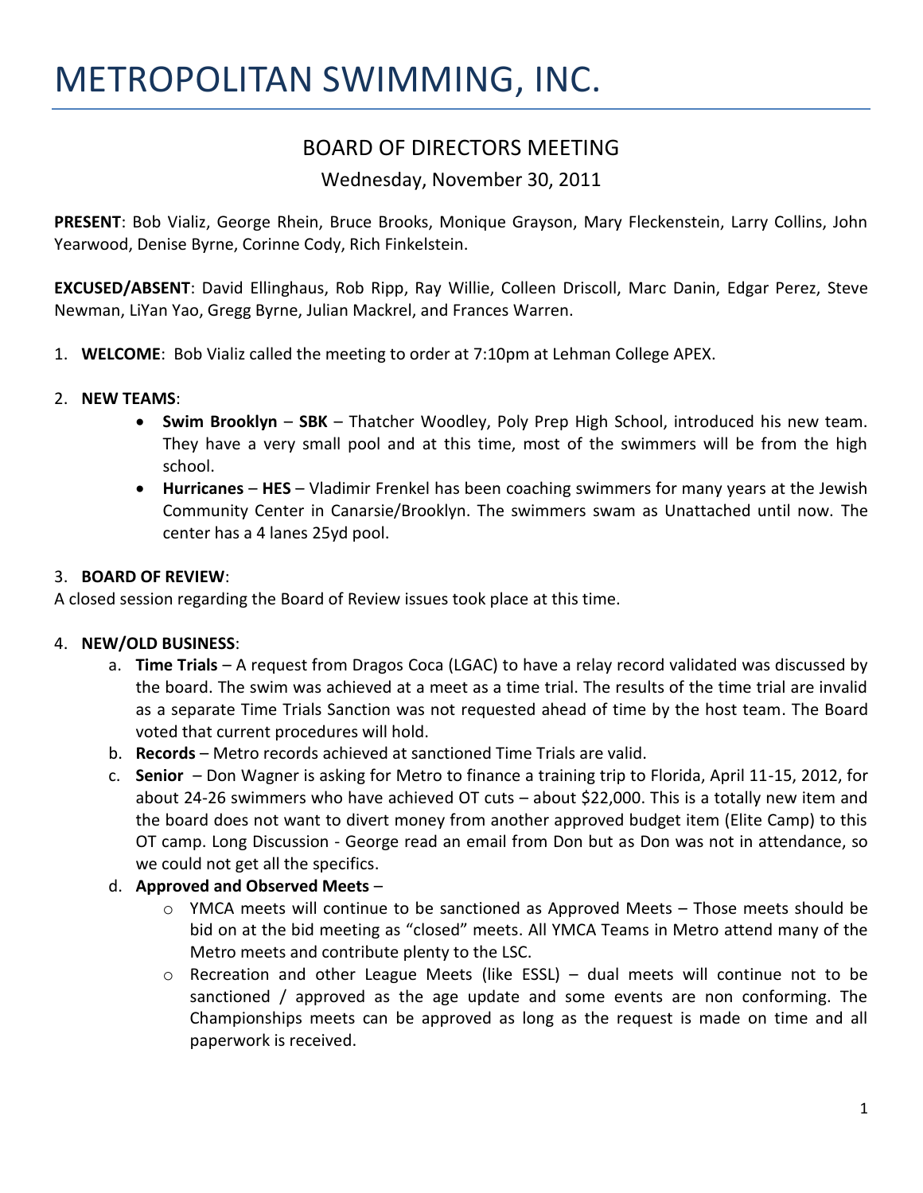# METROPOLITAN SWIMMING, INC.

## BOARD OF DIRECTORS MEETING

Wednesday, November 30, 2011

**PRESENT**: Bob Vializ, George Rhein, Bruce Brooks, Monique Grayson, Mary Fleckenstein, Larry Collins, John Yearwood, Denise Byrne, Corinne Cody, Rich Finkelstein.

**EXCUSED/ABSENT**: David Ellinghaus, Rob Ripp, Ray Willie, Colleen Driscoll, Marc Danin, Edgar Perez, Steve Newman, LiYan Yao, Gregg Byrne, Julian Mackrel, and Frances Warren.

1. **WELCOME**: Bob Vializ called the meeting to order at 7:10pm at Lehman College APEX.

2. **NEW TEAMS**:
   - **Swim Brooklyn** – **SBK** – Thatcher Woodley, Poly Prep High School, introduced his new team. They have a very small pool and at this time, most of the swimmers will be from the high school.
   - **Hurricanes** – **HES** – Vladimir Frenkel has been coaching swimmers for many years at the Jewish Community Center in Canarsie/Brooklyn. The swimmers swam as Unattached until now. The center has a 4 lanes 25yd pool.

3. **BOARD OF REVIEW**:

A closed session regarding the Board of Review issues took place at this time.

4. **NEW/OLD BUSINESS**:
   a. **Time Trials** – A request from Dragos Coca (LGAC) to have a relay record validated was discussed by the board. The swim was achieved at a meet as a time trial. The results of the time trial are invalid as a separate Time Trials Sanction was not requested ahead of time by the host team. The Board voted that current procedures will hold.
   b. **Records** – Metro records achieved at sanctioned Time Trials are valid.
   c. **Senior** – Don Wagner is asking for Metro to finance a training trip to Florida, April 11-15, 2012, for about 24-26 swimmers who have achieved OT cuts – about $22,000. This is a totally new item and the board does not want to divert money from another approved budget item (Elite Camp) to this OT camp. Long Discussion - George read an email from Don but as Don was not in attendance, so we could not get all the specifics.
   d. **Approved and Observed Meets** –
      - YMCA meets will continue to be sanctioned as Approved Meets – Those meets should be bid on at the bid meeting as "closed" meets. All YMCA Teams in Metro attend many of the Metro meets and contribute plenty to the LSC.
      - Recreation and other League Meets (like ESSL) – dual meets will continue not to be sanctioned / approved as the age update and some events are non conforming. The Championships meets can be approved as long as the request is made on time and all paperwork is received.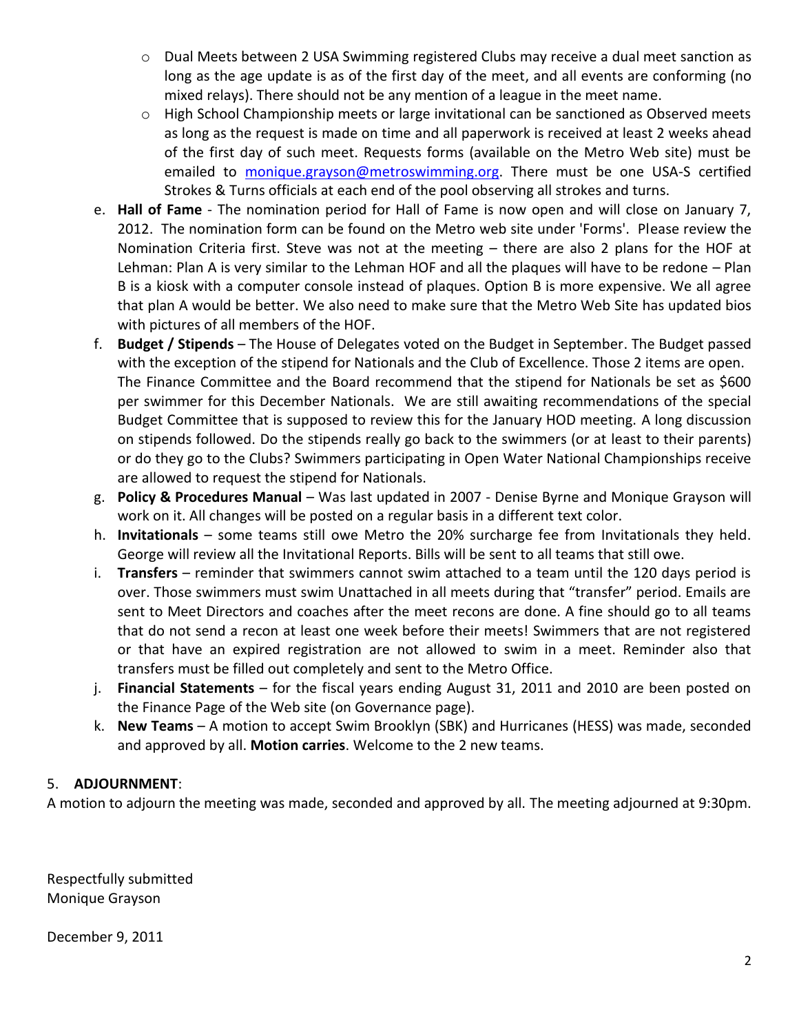- Dual Meets between 2 USA Swimming registered Clubs may receive a dual meet sanction as long as the age update is as of the first day of the meet, and all events are conforming (no mixed relays). There should not be any mention of a league in the meet name.
- High School Championship meets or large invitational can be sanctioned as Observed meets as long as the request is made on time and all paperwork is received at least 2 weeks ahead of the first day of such meet. Requests forms (available on the Metro Web site) must be emailed to monique.grayson@metroswimming.org. There must be one USA-S certified Strokes & Turns officials at each end of the pool observing all strokes and turns.

e. **Hall of Fame** - The nomination period for Hall of Fame is now open and will close on January 7, 2012. The nomination form can be found on the Metro web site under 'Forms'. Please review the Nomination Criteria first. Steve was not at the meeting – there are also 2 plans for the HOF at Lehman: Plan A is very similar to the Lehman HOF and all the plaques will have to be redone – Plan B is a kiosk with a computer console instead of plaques. Option B is more expensive. We all agree that plan A would be better. We also need to make sure that the Metro Web Site has updated bios with pictures of all members of the HOF.

f. **Budget / Stipends** – The House of Delegates voted on the Budget in September. The Budget passed with the exception of the stipend for Nationals and the Club of Excellence. Those 2 items are open. The Finance Committee and the Board recommend that the stipend for Nationals be set as $600 per swimmer for this December Nationals. We are still awaiting recommendations of the special Budget Committee that is supposed to review this for the January HOD meeting. A long discussion on stipends followed. Do the stipends really go back to the swimmers (or at least to their parents) or do they go to the Clubs? Swimmers participating in Open Water National Championships receive are allowed to request the stipend for Nationals.

g. **Policy & Procedures Manual** – Was last updated in 2007 - Denise Byrne and Monique Grayson will work on it. All changes will be posted on a regular basis in a different text color.

h. **Invitationals** – some teams still owe Metro the 20% surcharge fee from Invitationals they held. George will review all the Invitational Reports. Bills will be sent to all teams that still owe.

i. **Transfers** – reminder that swimmers cannot swim attached to a team until the 120 days period is over. Those swimmers must swim Unattached in all meets during that "transfer" period. Emails are sent to Meet Directors and coaches after the meet recons are done. A fine should go to all teams that do not send a recon at least one week before their meets! Swimmers that are not registered or that have an expired registration are not allowed to swim in a meet. Reminder also that transfers must be filled out completely and sent to the Metro Office.

j. **Financial Statements** – for the fiscal years ending August 31, 2011 and 2010 are been posted on the Finance Page of the Web site (on Governance page).

k. **New Teams** – A motion to accept Swim Brooklyn (SBK) and Hurricanes (HESS) was made, seconded and approved by all. **Motion carries**. Welcome to the 2 new teams.

5. **ADJOURNMENT**:

A motion to adjourn the meeting was made, seconded and approved by all. The meeting adjourned at 9:30pm.

Respectfully submitted
Monique Grayson

December 9, 2011